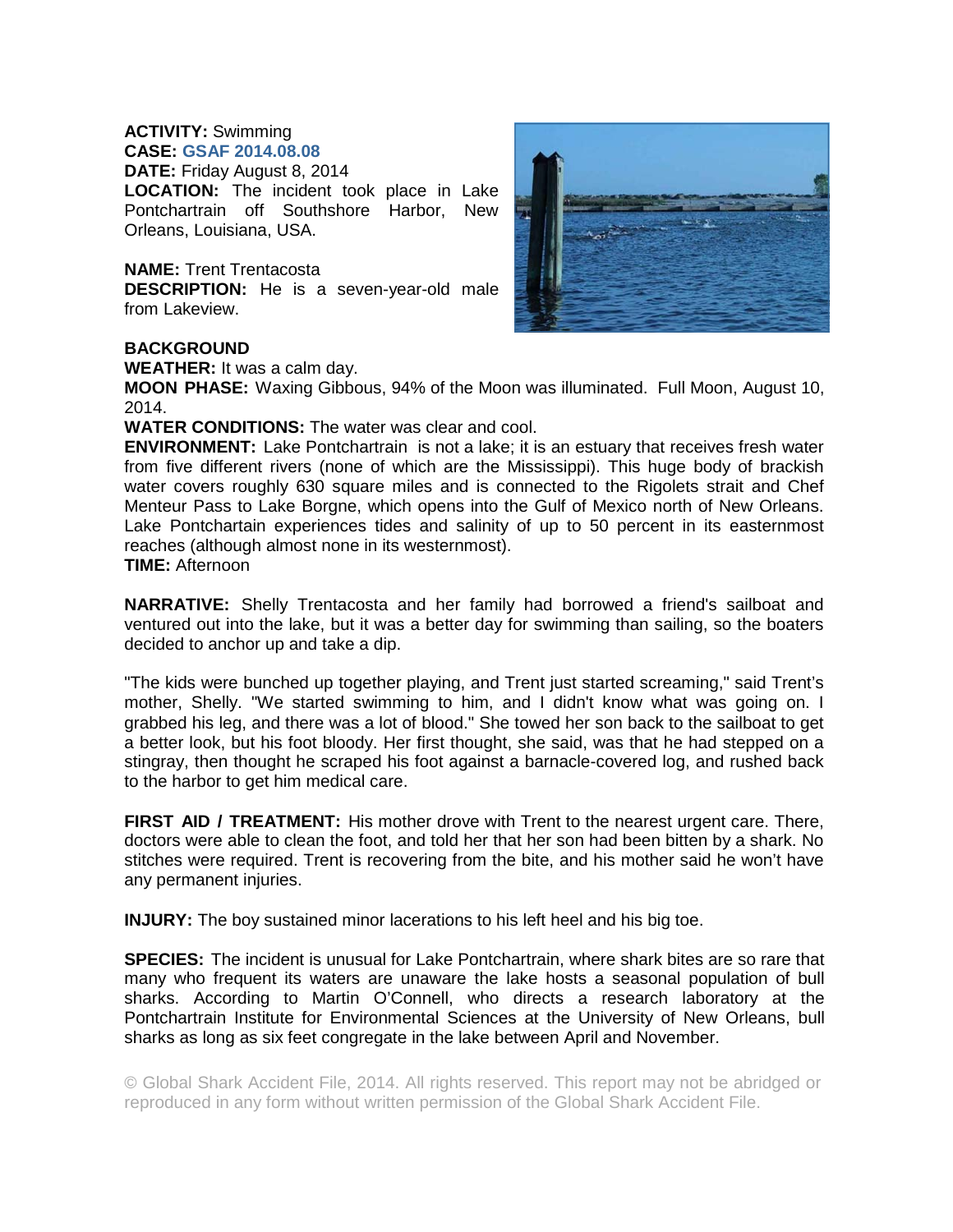**ACTIVITY:** Swimming
**CASE:** GSAF 2014.08.08
**DATE:** Friday August 8, 2014
**LOCATION:** The incident took place in Lake Pontchartrain off Southshore Harbor, New Orleans, Louisiana, USA.

**NAME:** Trent Trentacosta
**DESCRIPTION:** He is a seven-year-old male from Lakeview.

**BACKGROUND**
**WEATHER:** It was a calm day.
**MOON PHASE:** Waxing Gibbous, 94% of the Moon was illuminated. Full Moon, August 10, 2014.
**WATER CONDITIONS:** The water was clear and cool.
**ENVIRONMENT:** Lake Pontchartrain is not a lake; it is an estuary that receives fresh water from five different rivers (none of which are the Mississippi). This huge body of brackish water covers roughly 630 square miles and is connected to the Rigolets strait and Chef Menteur Pass to Lake Borgne, which opens into the Gulf of Mexico north of New Orleans. Lake Pontchartain experiences tides and salinity of up to 50 percent in its easternmost reaches (although almost none in its westernmost).
**TIME:** Afternoon

**NARRATIVE:** Shelly Trentacosta and her family had borrowed a friend's sailboat and ventured out into the lake, but it was a better day for swimming than sailing, so the boaters decided to anchor up and take a dip.

"The kids were bunched up together playing, and Trent just started screaming," said Trent's mother, Shelly. "We started swimming to him, and I didn't know what was going on. I grabbed his leg, and there was a lot of blood." She towed her son back to the sailboat to get a better look, but his foot bloody. Her first thought, she said, was that he had stepped on a stingray, then thought he scraped his foot against a barnacle-covered log, and rushed back to the harbor to get him medical care.

**FIRST AID / TREATMENT:** His mother drove with Trent to the nearest urgent care. There, doctors were able to clean the foot, and told her that her son had been bitten by a shark. No stitches were required. Trent is recovering from the bite, and his mother said he won't have any permanent injuries.

**INJURY:** The boy sustained minor lacerations to his left heel and his big toe.

**SPECIES:** The incident is unusual for Lake Pontchartrain, where shark bites are so rare that many who frequent its waters are unaware the lake hosts a seasonal population of bull sharks. According to Martin O'Connell, who directs a research laboratory at the Pontchartrain Institute for Environmental Sciences at the University of New Orleans, bull sharks as long as six feet congregate in the lake between April and November.

© Global Shark Accident File, 2014. All rights reserved. This report may not be abridged or reproduced in any form without written permission of the Global Shark Accident File.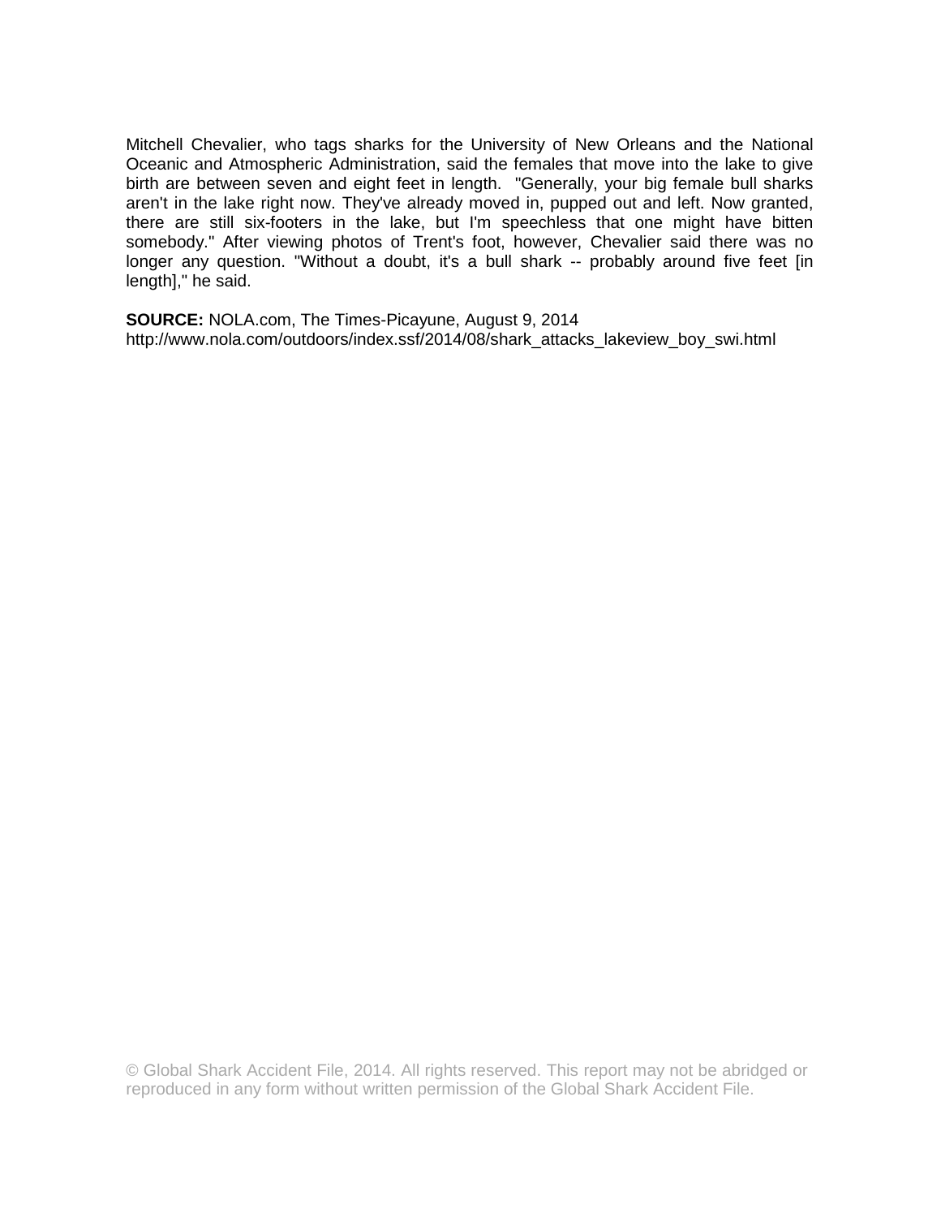Mitchell Chevalier, who tags sharks for the University of New Orleans and the National Oceanic and Atmospheric Administration, said the females that move into the lake to give birth are between seven and eight feet in length. "Generally, your big female bull sharks aren't in the lake right now. They've already moved in, pupped out and left. Now granted, there are still six-footers in the lake, but I'm speechless that one might have bitten somebody." After viewing photos of Trent's foot, however, Chevalier said there was no longer any question. "Without a doubt, it's a bull shark -- probably around five feet [in length]," he said.

**SOURCE:** NOLA.com, The Times-Picayune, August 9, 2014
http://www.nola.com/outdoors/index.ssf/2014/08/shark_attacks_lakeview_boy_swi.html

© Global Shark Accident File, 2014. All rights reserved. This report may not be abridged or reproduced in any form without written permission of the Global Shark Accident File.